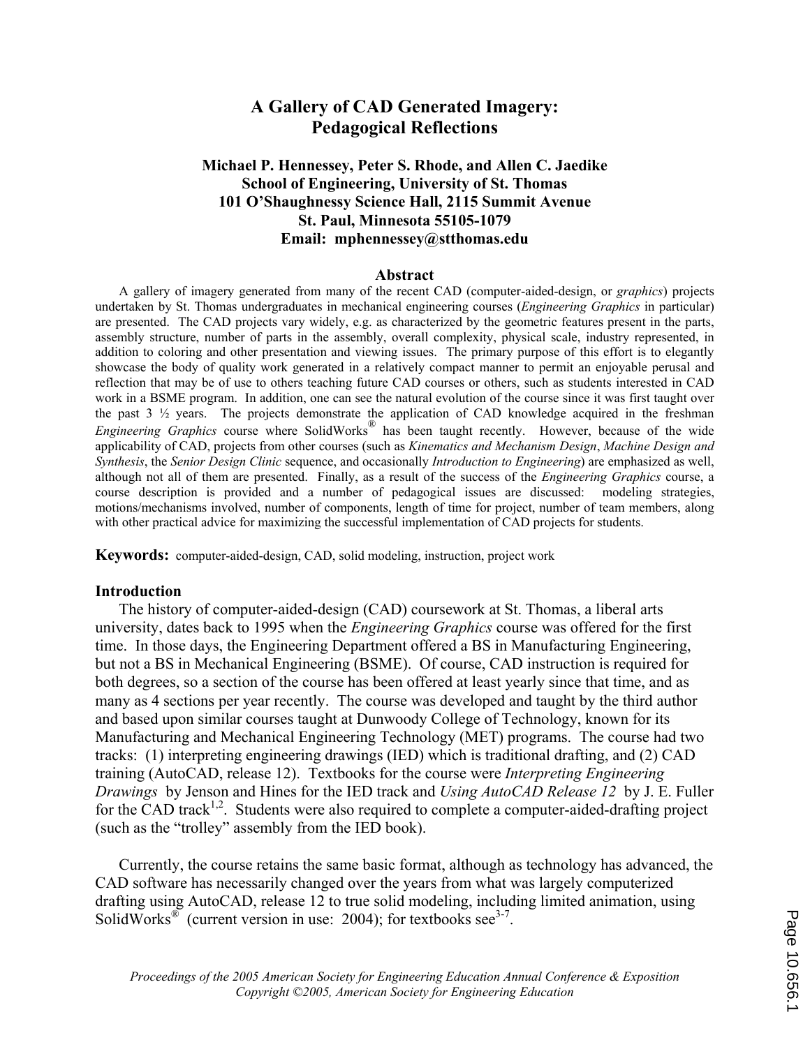# A Gallery of CAD Generated Imagery: Pedagogical Reflections

**Michael P. Hennessey, Peter S. Rhode, and Allen C. Jaedike**
**School of Engineering, University of St. Thomas**
**101 O'Shaughnessy Science Hall, 2115 Summit Avenue**
**St. Paul, Minnesota 55105-1079**
**Email: mphennessey@stthomas.edu**

## Abstract

A gallery of imagery generated from many of the recent CAD (computer-aided-design, or *graphics*) projects undertaken by St. Thomas undergraduates in mechanical engineering courses (*Engineering Graphics* in particular) are presented. The CAD projects vary widely, e.g. as characterized by the geometric features present in the parts, assembly structure, number of parts in the assembly, overall complexity, physical scale, industry represented, in addition to coloring and other presentation and viewing issues. The primary purpose of this effort is to elegantly showcase the body of quality work generated in a relatively compact manner to permit an enjoyable perusal and reflection that may be of use to others teaching future CAD courses or others, such as students interested in CAD work in a BSME program. In addition, one can see the natural evolution of the course since it was first taught over the past 3 ½ years. The projects demonstrate the application of CAD knowledge acquired in the freshman *Engineering Graphics* course where SolidWorks® has been taught recently. However, because of the wide applicability of CAD, projects from other courses (such as *Kinematics and Mechanism Design*, *Machine Design and Synthesis*, the *Senior Design Clinic* sequence, and occasionally *Introduction to Engineering*) are emphasized as well, although not all of them are presented. Finally, as a result of the success of the *Engineering Graphics* course, a course description is provided and a number of pedagogical issues are discussed: modeling strategies, motions/mechanisms involved, number of components, length of time for project, number of team members, along with other practical advice for maximizing the successful implementation of CAD projects for students.

**Keywords:** computer-aided-design, CAD, solid modeling, instruction, project work

## Introduction

The history of computer-aided-design (CAD) coursework at St. Thomas, a liberal arts university, dates back to 1995 when the *Engineering Graphics* course was offered for the first time. In those days, the Engineering Department offered a BS in Manufacturing Engineering, but not a BS in Mechanical Engineering (BSME). Of course, CAD instruction is required for both degrees, so a section of the course has been offered at least yearly since that time, and as many as 4 sections per year recently. The course was developed and taught by the third author and based upon similar courses taught at Dunwoody College of Technology, known for its Manufacturing and Mechanical Engineering Technology (MET) programs. The course had two tracks: (1) interpreting engineering drawings (IED) which is traditional drafting, and (2) CAD training (AutoCAD, release 12). Textbooks for the course were *Interpreting Engineering Drawings* by Jenson and Hines for the IED track and *Using AutoCAD Release 12* by J. E. Fuller for the CAD track[1,2]. Students were also required to complete a computer-aided-drafting project (such as the "trolley" assembly from the IED book).

Currently, the course retains the same basic format, although as technology has advanced, the CAD software has necessarily changed over the years from what was largely computerized drafting using AutoCAD, release 12 to true solid modeling, including limited animation, using SolidWorks® (current version in use: 2004); for textbooks see[3-7].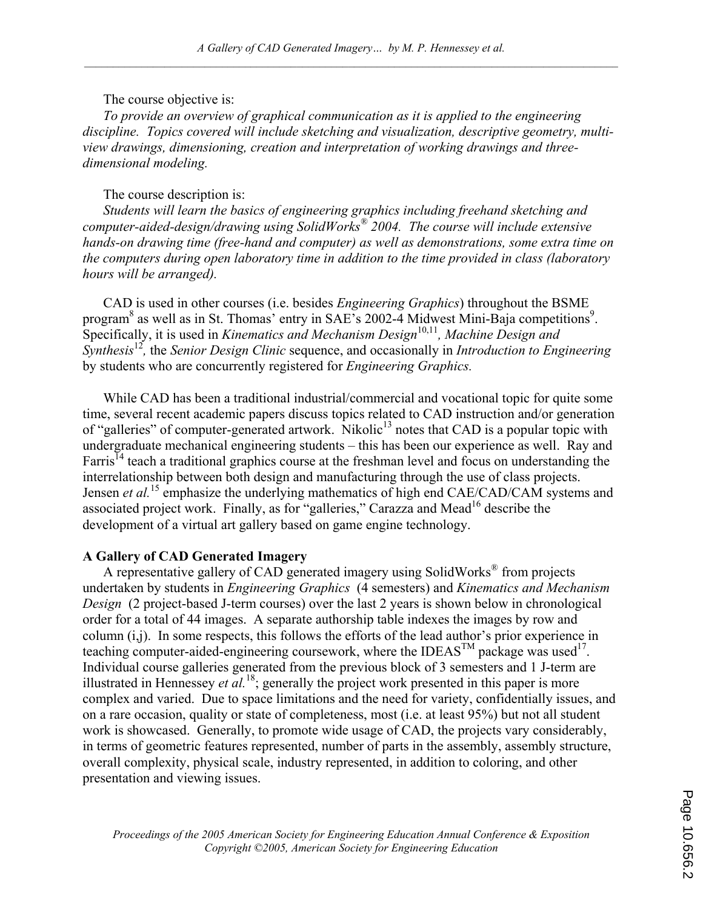The course objective is:

*To provide an overview of graphical communication as it is applied to the engineering discipline. Topics covered will include sketching and visualization, descriptive geometry, multi-view drawings, dimensioning, creation and interpretation of working drawings and three-dimensional modeling.*

The course description is:

*Students will learn the basics of engineering graphics including freehand sketching and computer-aided-design/drawing using SolidWorks® 2004. The course will include extensive hands-on drawing time (free-hand and computer) as well as demonstrations, some extra time on the computers during open laboratory time in addition to the time provided in class (laboratory hours will be arranged).*

CAD is used in other courses (i.e. besides *Engineering Graphics*) throughout the BSME program[8] as well as in St. Thomas' entry in SAE's 2002-4 Midwest Mini-Baja competitions[9]. Specifically, it is used in *Kinematics and Mechanism Design*[10,11], *Machine Design and Synthesis*[12], the *Senior Design Clinic* sequence, and occasionally in *Introduction to Engineering* by students who are concurrently registered for *Engineering Graphics.*

While CAD has been a traditional industrial/commercial and vocational topic for quite some time, several recent academic papers discuss topics related to CAD instruction and/or generation of "galleries" of computer-generated artwork. Nikolic[13] notes that CAD is a popular topic with undergraduate mechanical engineering students – this has been our experience as well. Ray and Farris[14] teach a traditional graphics course at the freshman level and focus on understanding the interrelationship between both design and manufacturing through the use of class projects. Jensen *et al.*[15] emphasize the underlying mathematics of high end CAE/CAD/CAM systems and associated project work. Finally, as for "galleries," Carazza and Mead[16] describe the development of a virtual art gallery based on game engine technology.

**A Gallery of CAD Generated Imagery**

A representative gallery of CAD generated imagery using SolidWorks® from projects undertaken by students in *Engineering Graphics* (4 semesters) and *Kinematics and Mechanism Design* (2 project-based J-term courses) over the last 2 years is shown below in chronological order for a total of 44 images. A separate authorship table indexes the images by row and column (i,j). In some respects, this follows the efforts of the lead author's prior experience in teaching computer-aided-engineering coursework, where the IDEAS™ package was used[17]. Individual course galleries generated from the previous block of 3 semesters and 1 J-term are illustrated in Hennessey *et al.*[18]; generally the project work presented in this paper is more complex and varied. Due to space limitations and the need for variety, confidentially issues, and on a rare occasion, quality or state of completeness, most (i.e. at least 95%) but not all student work is showcased. Generally, to promote wide usage of CAD, the projects vary considerably, in terms of geometric features represented, number of parts in the assembly, assembly structure, overall complexity, physical scale, industry represented, in addition to coloring, and other presentation and viewing issues.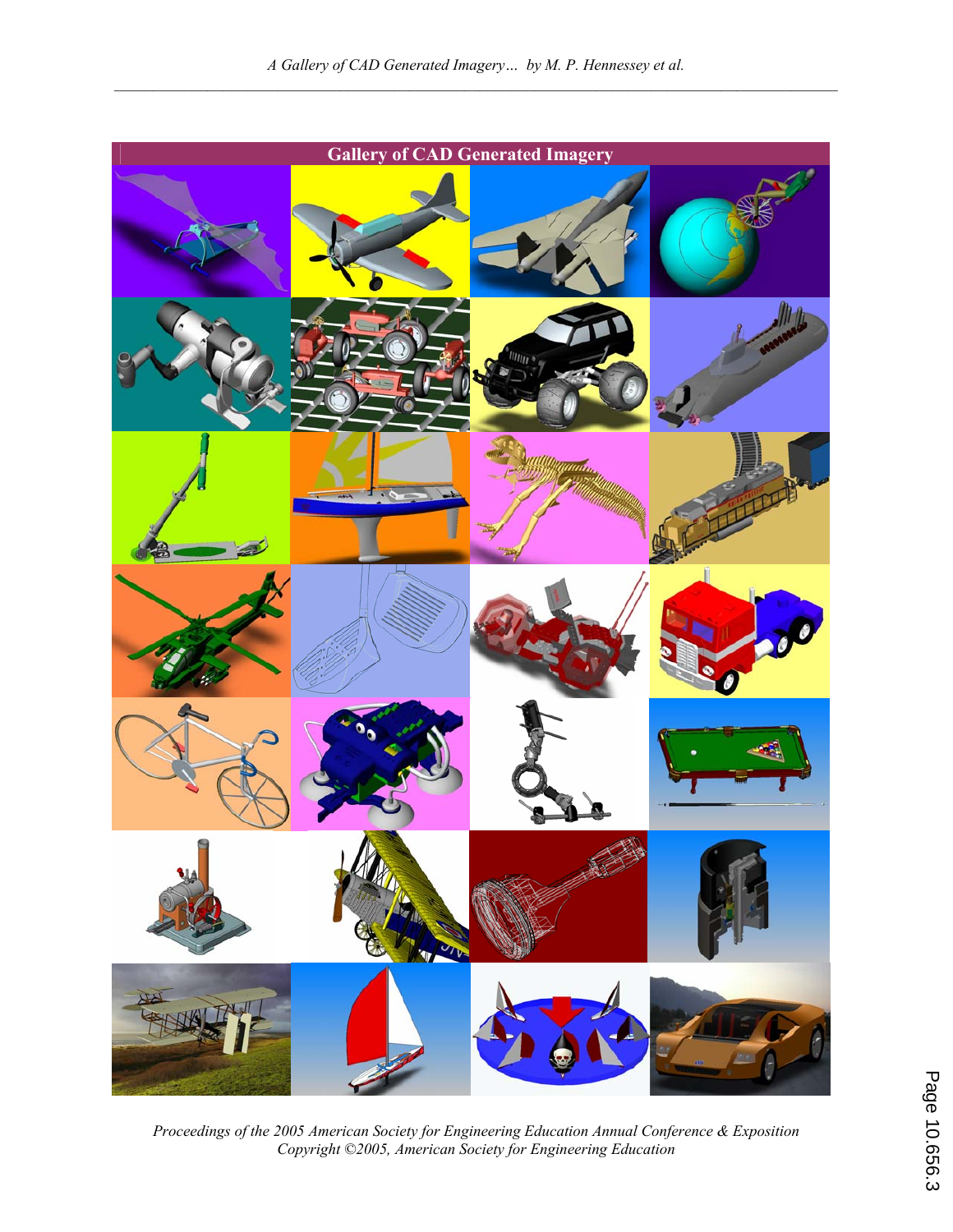## Gallery of CAD Generated Imagery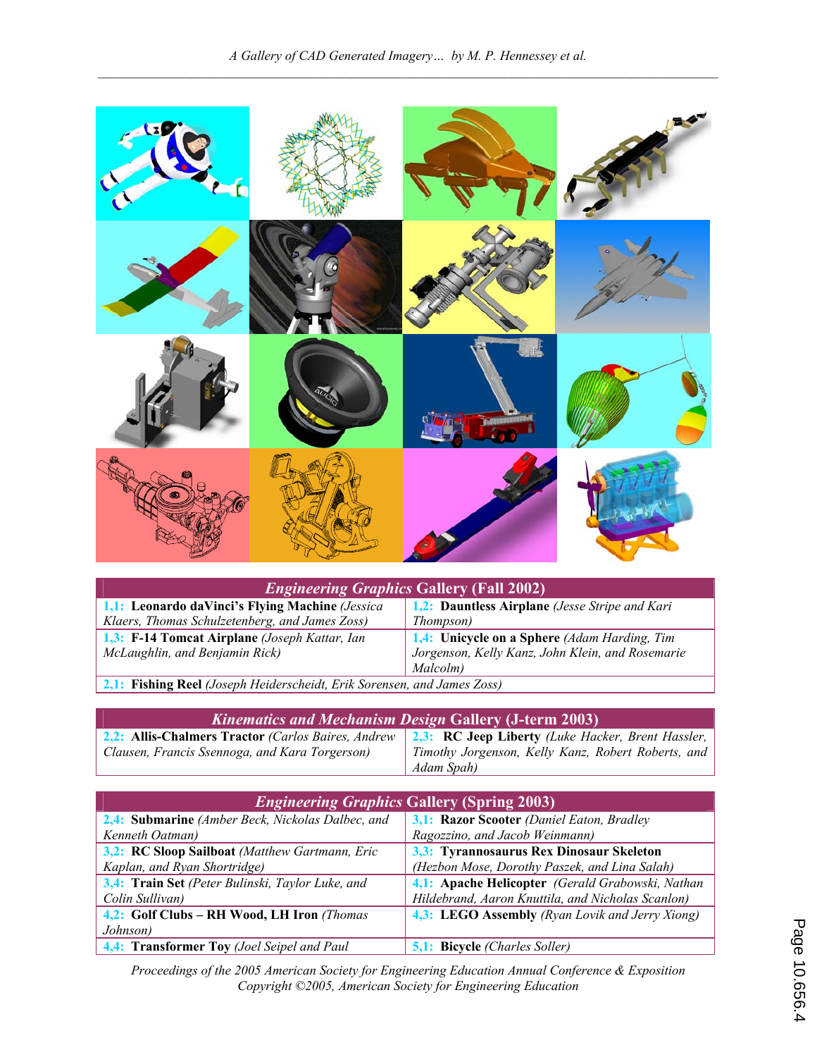| *Engineering Graphics* Gallery (Fall 2002) | |
|---|---|
| 1,1: **Leonardo daVinci's Flying Machine** *(Jessica Klaers, Thomas Schulzetenberg, and James Zoss)* | 1,2: **Dauntless Airplane** *(Jesse Stripe and Kari Thompson)* |
| 1,3: **F-14 Tomcat Airplane** *(Joseph Kattar, Ian McLaughlin, and Benjamin Rick)* | 1,4: **Unicycle on a Sphere** *(Adam Harding, Tim Jorgenson, Kelly Kanz, John Klein, and Rosemarie Malcolm)* |
| 2,1: **Fishing Reel** *(Joseph Heiderscheidt, Erik Sorensen, and James Zoss)* | |

| *Kinematics and Mechanism Design* Gallery (J-term 2003) | |
|---|---|
| 2,2: **Allis-Chalmers Tractor** *(Carlos Baires, Andrew Clausen, Francis Ssennoga, and Kara Torgerson)* | 2,3: **RC Jeep Liberty** *(Luke Hacker, Brent Hassler, Timothy Jorgenson, Kelly Kanz, Robert Roberts, and Adam Spah)* |

| *Engineering Graphics* Gallery (Spring 2003) | |
|---|---|
| 2,4: **Submarine** *(Amber Beck, Nickolas Dalbec, and Kenneth Oatman)* | 3,1: **Razor Scooter** *(Daniel Eaton, Bradley Ragozzino, and Jacob Weinmann)* |
| 3,2: **RC Sloop Sailboat** *(Matthew Gartmann, Eric Kaplan, and Ryan Shortridge)* | 3,3: **Tyrannosaurus Rex Dinosaur Skeleton** *(Hezbon Mose, Dorothy Paszek, and Lina Salah)* |
| 3,4: **Train Set** *(Peter Bulinski, Taylor Luke, and Colin Sullivan)* | 4,1: **Apache Helicopter** *(Gerald Grabowski, Nathan Hildebrand, Aaron Knuttila, and Nicholas Scanlon)* |
| 4,2: **Golf Clubs – RH Wood, LH Iron** *(Thomas Johnson)* | 4,3: **LEGO Assembly** *(Ryan Lovik and Jerry Xiong)* |
| 4,4: **Transformer Toy** *(Joel Seipel and Paul* | 5,1: **Bicycle** *(Charles Soller)* |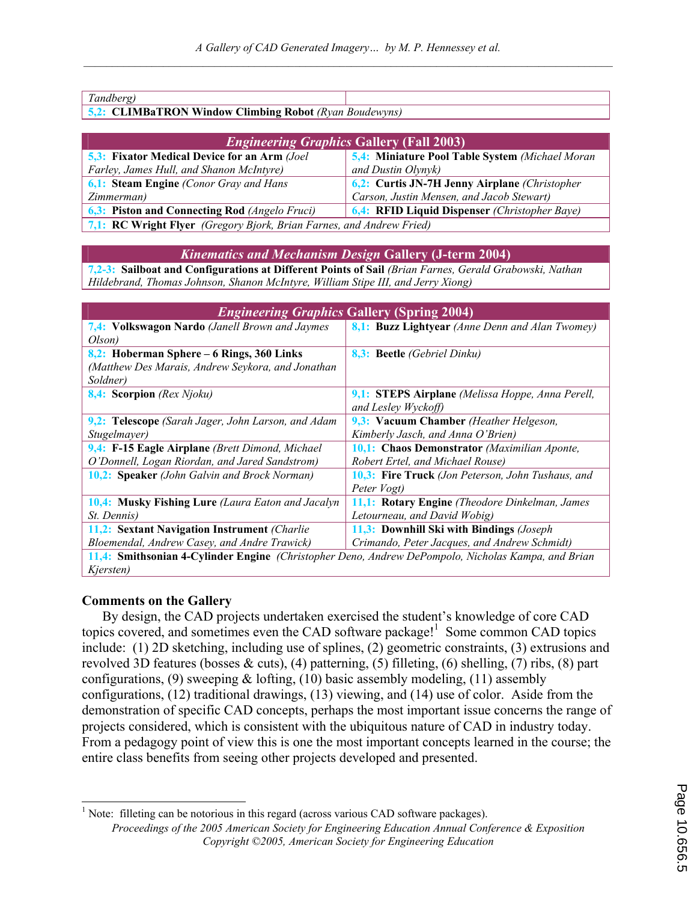| | |
|---|---|
| Tandberg) | |
| 5,2: **CLIMBaTRON Window Climbing Robot** *(Ryan Boudewyns)* | |

| ***Engineering Graphics* Gallery (Fall 2003)** | |
|---|---|
| 5,3: **Fixator Medical Device for an Arm** *(Joel Farley, James Hull, and Shanon McIntyre)* | 5,4: **Miniature Pool Table System** *(Michael Moran and Dustin Olynyk)* |
| 6,1: **Steam Engine** *(Conor Gray and Hans Zimmerman)* | 6,2: **Curtis JN-7H Jenny Airplane** *(Christopher Carson, Justin Mensen, and Jacob Stewart)* |
| 6,3: **Piston and Connecting Rod** *(Angelo Fruci)* | 6,4: **RFID Liquid Dispenser** *(Christopher Baye)* |
| 7,1: **RC Wright Flyer** *(Gregory Bjork, Brian Farnes, and Andrew Fried)* | |

| ***Kinematics and Mechanism Design* Gallery (J-term 2004)** |
|---|
| 7,2-3: **Sailboat and Configurations at Different Points of Sail** *(Brian Farnes, Gerald Grabowski, Nathan Hildebrand, Thomas Johnson, Shanon McIntyre, William Stipe III, and Jerry Xiong)* |

| ***Engineering Graphics* Gallery (Spring 2004)** | |
|---|---|
| 7,4: **Volkswagon Nardo** *(Janell Brown and Jaymes Olson)* | 8,1: **Buzz Lightyear** *(Anne Denn and Alan Twomey)* |
| 8,2: **Hoberman Sphere – 6 Rings, 360 Links** *(Matthew Des Marais, Andrew Seykora, and Jonathan Soldner)* | 8,3: **Beetle** *(Gebriel Dinku)* |
| 8,4: **Scorpion** *(Rex Njoku)* | 9,1: **STEPS Airplane** *(Melissa Hoppe, Anna Perell, and Lesley Wyckoff)* |
| 9,2: **Telescope** *(Sarah Jager, John Larson, and Adam Stugelmayer)* | 9,3: **Vacuum Chamber** *(Heather Helgeson, Kimberly Jasch, and Anna O'Brien)* |
| 9,4: **F-15 Eagle Airplane** *(Brett Dimond, Michael O'Donnell, Logan Riordan, and Jared Sandstrom)* | 10,1: **Chaos Demonstrator** *(Maximilian Aponte, Robert Ertel, and Michael Rouse)* |
| 10,2: **Speaker** *(John Galvin and Brock Norman)* | 10,3: **Fire Truck** *(Jon Peterson, John Tushaus, and Peter Vogt)* |
| 10,4: **Musky Fishing Lure** *(Laura Eaton and Jacalyn St. Dennis)* | 11,1: **Rotary Engine** *(Theodore Dinkelman, James Letourneau, and David Wobig)* |
| 11,2: **Sextant Navigation Instrument** *(Charlie Bloemendal, Andrew Casey, and Andre Trawick)* | 11,3: **Downhill Ski with Bindings** *(Joseph Crimando, Peter Jacques, and Andrew Schmidt)* |
| 11,4: **Smithsonian 4-Cylinder Engine** *(Christopher Deno, Andrew DePompolo, Nicholas Kampa, and Brian Kjersten)* | |

## Comments on the Gallery

By design, the CAD projects undertaken exercised the student's knowledge of core CAD topics covered, and sometimes even the CAD software package![1] Some common CAD topics include: (1) 2D sketching, including use of splines, (2) geometric constraints, (3) extrusions and revolved 3D features (bosses & cuts), (4) patterning, (5) filleting, (6) shelling, (7) ribs, (8) part configurations, (9) sweeping & lofting, (10) basic assembly modeling, (11) assembly configurations, (12) traditional drawings, (13) viewing, and (14) use of color. Aside from the demonstration of specific CAD concepts, perhaps the most important issue concerns the range of projects considered, which is consistent with the ubiquitous nature of CAD in industry today. From a pedagogy point of view this is one the most important concepts learned in the course; the entire class benefits from seeing other projects developed and presented.

[1] Note: filleting can be notorious in this regard (across various CAD software packages).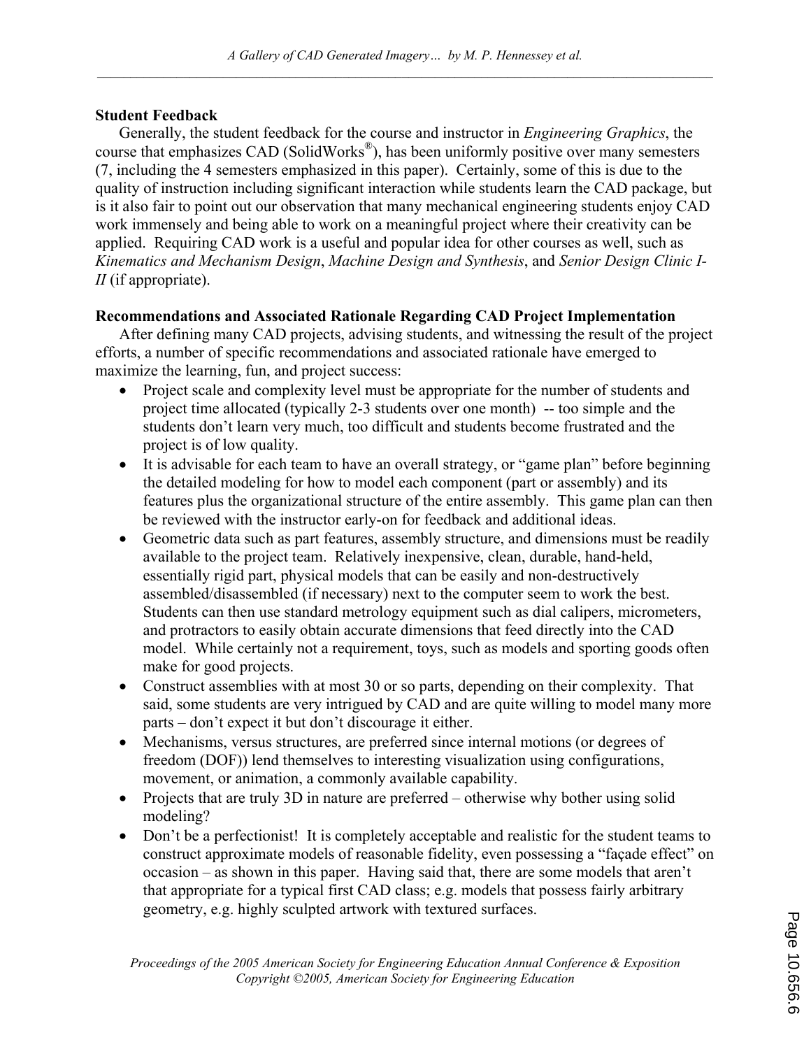**Student Feedback**

Generally, the student feedback for the course and instructor in *Engineering Graphics*, the course that emphasizes CAD (SolidWorks®), has been uniformly positive over many semesters (7, including the 4 semesters emphasized in this paper). Certainly, some of this is due to the quality of instruction including significant interaction while students learn the CAD package, but is it also fair to point out our observation that many mechanical engineering students enjoy CAD work immensely and being able to work on a meaningful project where their creativity can be applied. Requiring CAD work is a useful and popular idea for other courses as well, such as *Kinematics and Mechanism Design*, *Machine Design and Synthesis*, and *Senior Design Clinic I-II* (if appropriate).

**Recommendations and Associated Rationale Regarding CAD Project Implementation**

After defining many CAD projects, advising students, and witnessing the result of the project efforts, a number of specific recommendations and associated rationale have emerged to maximize the learning, fun, and project success:

- Project scale and complexity level must be appropriate for the number of students and project time allocated (typically 2-3 students over one month) -- too simple and the students don't learn very much, too difficult and students become frustrated and the project is of low quality.
- It is advisable for each team to have an overall strategy, or "game plan" before beginning the detailed modeling for how to model each component (part or assembly) and its features plus the organizational structure of the entire assembly. This game plan can then be reviewed with the instructor early-on for feedback and additional ideas.
- Geometric data such as part features, assembly structure, and dimensions must be readily available to the project team. Relatively inexpensive, clean, durable, hand-held, essentially rigid part, physical models that can be easily and non-destructively assembled/disassembled (if necessary) next to the computer seem to work the best. Students can then use standard metrology equipment such as dial calipers, micrometers, and protractors to easily obtain accurate dimensions that feed directly into the CAD model. While certainly not a requirement, toys, such as models and sporting goods often make for good projects.
- Construct assemblies with at most 30 or so parts, depending on their complexity. That said, some students are very intrigued by CAD and are quite willing to model many more parts – don't expect it but don't discourage it either.
- Mechanisms, versus structures, are preferred since internal motions (or degrees of freedom (DOF)) lend themselves to interesting visualization using configurations, movement, or animation, a commonly available capability.
- Projects that are truly 3D in nature are preferred – otherwise why bother using solid modeling?
- Don't be a perfectionist! It is completely acceptable and realistic for the student teams to construct approximate models of reasonable fidelity, even possessing a "façade effect" on occasion – as shown in this paper. Having said that, there are some models that aren't that appropriate for a typical first CAD class; e.g. models that possess fairly arbitrary geometry, e.g. highly sculpted artwork with textured surfaces.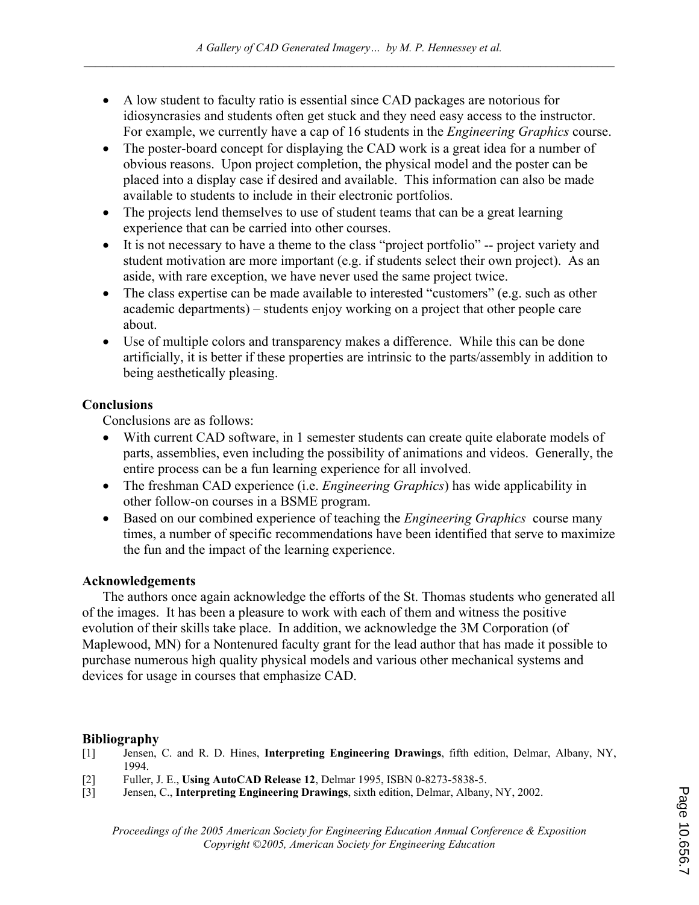- A low student to faculty ratio is essential since CAD packages are notorious for idiosyncrasies and students often get stuck and they need easy access to the instructor. For example, we currently have a cap of 16 students in the *Engineering Graphics* course.
- The poster-board concept for displaying the CAD work is a great idea for a number of obvious reasons. Upon project completion, the physical model and the poster can be placed into a display case if desired and available. This information can also be made available to students to include in their electronic portfolios.
- The projects lend themselves to use of student teams that can be a great learning experience that can be carried into other courses.
- It is not necessary to have a theme to the class "project portfolio" -- project variety and student motivation are more important (e.g. if students select their own project). As an aside, with rare exception, we have never used the same project twice.
- The class expertise can be made available to interested "customers" (e.g. such as other academic departments) – students enjoy working on a project that other people care about.
- Use of multiple colors and transparency makes a difference. While this can be done artificially, it is better if these properties are intrinsic to the parts/assembly in addition to being aesthetically pleasing.

## Conclusions

Conclusions are as follows:

- With current CAD software, in 1 semester students can create quite elaborate models of parts, assemblies, even including the possibility of animations and videos. Generally, the entire process can be a fun learning experience for all involved.
- The freshman CAD experience (i.e. *Engineering Graphics*) has wide applicability in other follow-on courses in a BSME program.
- Based on our combined experience of teaching the *Engineering Graphics* course many times, a number of specific recommendations have been identified that serve to maximize the fun and the impact of the learning experience.

## Acknowledgements

The authors once again acknowledge the efforts of the St. Thomas students who generated all of the images. It has been a pleasure to work with each of them and witness the positive evolution of their skills take place. In addition, we acknowledge the 3M Corporation (of Maplewood, MN) for a Nontenured faculty grant for the lead author that has made it possible to purchase numerous high quality physical models and various other mechanical systems and devices for usage in courses that emphasize CAD.

## Bibliography

[1] Jensen, C. and R. D. Hines, **Interpreting Engineering Drawings**, fifth edition, Delmar, Albany, NY, 1994.

[2] Fuller, J. E., **Using AutoCAD Release 12**, Delmar 1995, ISBN 0-8273-5838-5.

[3] Jensen, C., **Interpreting Engineering Drawings**, sixth edition, Delmar, Albany, NY, 2002.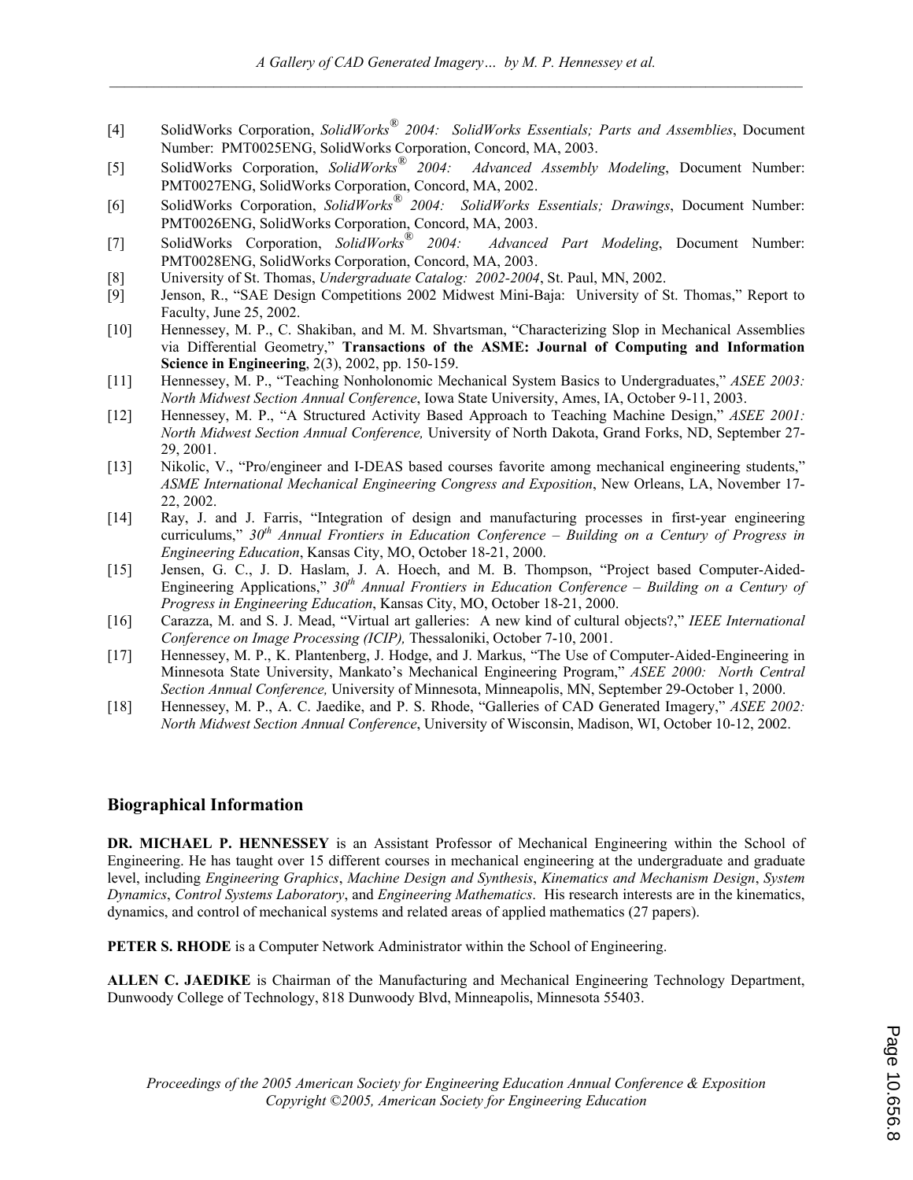[4] SolidWorks Corporation, *SolidWorks® 2004: SolidWorks Essentials; Parts and Assemblies*, Document Number: PMT0025ENG, SolidWorks Corporation, Concord, MA, 2003.

[5] SolidWorks Corporation, *SolidWorks® 2004: Advanced Assembly Modeling*, Document Number: PMT0027ENG, SolidWorks Corporation, Concord, MA, 2002.

[6] SolidWorks Corporation, *SolidWorks® 2004: SolidWorks Essentials; Drawings*, Document Number: PMT0026ENG, SolidWorks Corporation, Concord, MA, 2003.

[7] SolidWorks Corporation, *SolidWorks® 2004: Advanced Part Modeling*, Document Number: PMT0028ENG, SolidWorks Corporation, Concord, MA, 2003.

[8] University of St. Thomas, *Undergraduate Catalog: 2002-2004*, St. Paul, MN, 2002.

[9] Jenson, R., "SAE Design Competitions 2002 Midwest Mini-Baja: University of St. Thomas," Report to Faculty, June 25, 2002.

[10] Hennessey, M. P., C. Shakiban, and M. M. Shvartsman, "Characterizing Slop in Mechanical Assemblies via Differential Geometry," **Transactions of the ASME: Journal of Computing and Information Science in Engineering**, 2(3), 2002, pp. 150-159.

[11] Hennessey, M. P., "Teaching Nonholonomic Mechanical System Basics to Undergraduates," *ASEE 2003: North Midwest Section Annual Conference*, Iowa State University, Ames, IA, October 9-11, 2003.

[12] Hennessey, M. P., "A Structured Activity Based Approach to Teaching Machine Design," *ASEE 2001: North Midwest Section Annual Conference,* University of North Dakota, Grand Forks, ND, September 27-29, 2001.

[13] Nikolic, V., "Pro/engineer and I-DEAS based courses favorite among mechanical engineering students," *ASME International Mechanical Engineering Congress and Exposition*, New Orleans, LA, November 17-22, 2002.

[14] Ray, J. and J. Farris, "Integration of design and manufacturing processes in first-year engineering curriculums," *30th Annual Frontiers in Education Conference – Building on a Century of Progress in Engineering Education*, Kansas City, MO, October 18-21, 2000.

[15] Jensen, G. C., J. D. Haslam, J. A. Hoech, and M. B. Thompson, "Project based Computer-Aided-Engineering Applications," *30th Annual Frontiers in Education Conference – Building on a Century of Progress in Engineering Education*, Kansas City, MO, October 18-21, 2000.

[16] Carazza, M. and S. J. Mead, "Virtual art galleries: A new kind of cultural objects?," *IEEE International Conference on Image Processing (ICIP),* Thessaloniki, October 7-10, 2001.

[17] Hennessey, M. P., K. Plantenberg, J. Hodge, and J. Markus, "The Use of Computer-Aided-Engineering in Minnesota State University, Mankato's Mechanical Engineering Program," *ASEE 2000: North Central Section Annual Conference,* University of Minnesota, Minneapolis, MN, September 29-October 1, 2000.

[18] Hennessey, M. P., A. C. Jaedike, and P. S. Rhode, "Galleries of CAD Generated Imagery," *ASEE 2002: North Midwest Section Annual Conference*, University of Wisconsin, Madison, WI, October 10-12, 2002.

## Biographical Information

**DR. MICHAEL P. HENNESSEY** is an Assistant Professor of Mechanical Engineering within the School of Engineering. He has taught over 15 different courses in mechanical engineering at the undergraduate and graduate level, including *Engineering Graphics*, *Machine Design and Synthesis*, *Kinematics and Mechanism Design*, *System Dynamics*, *Control Systems Laboratory*, and *Engineering Mathematics*. His research interests are in the kinematics, dynamics, and control of mechanical systems and related areas of applied mathematics (27 papers).

**PETER S. RHODE** is a Computer Network Administrator within the School of Engineering.

**ALLEN C. JAEDIKE** is Chairman of the Manufacturing and Mechanical Engineering Technology Department, Dunwoody College of Technology, 818 Dunwoody Blvd, Minneapolis, Minnesota 55403.